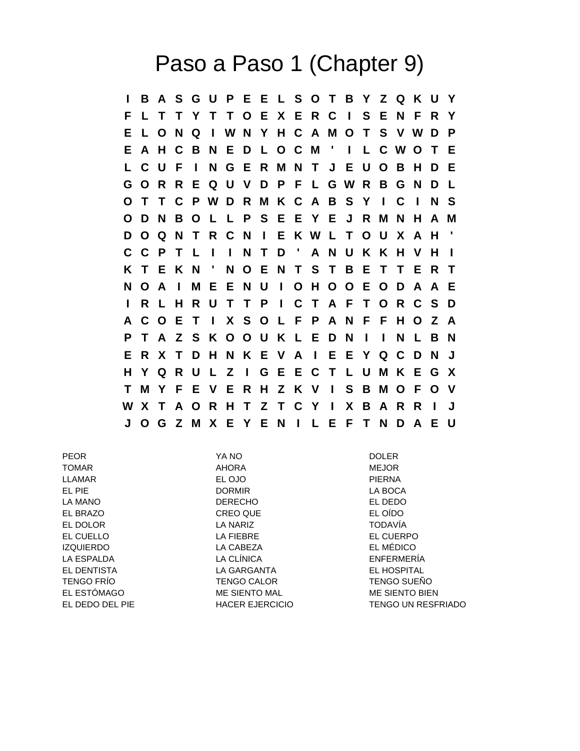# Paso a Paso 1 (Chapter 9)

```
I B A S G U P E E L S O T B Y Z Q K U Y
F L T T Y T T O E X E R C I S E N F R Y
E L O N Q I W N Y H C A M O T S V W D P
E A H C B N E D L O C M ' I L C W O T E
L C U F I N G E R M N T J E U O B H D E
G O R R E Q U V D P F L G W R B G N D L
O T T C P W D R M K C A B S Y I C I N S
O D N B O L L P S E E Y E J R M N H A M
D O Q N T R C N I E K W L T O U X A H '
C C P T L I I N T D ' A N U K K H V H I
K T E K N ' N O E N T S T B E T T E R T
N O A I M E E N U I O H O O E O D A A E
I R L H R U T T P I C T A F T O R C S D
A C O E T I X S O L F P A N F F H O Z A
P T A Z S K O O U K L E D N I I N L B N
E R X T D H N K E V A I E E Y Q C D N J
H Y Q R U L Z I G E E C T L U M K E G X
T M Y F E V E R H Z K V I S B M O F O V
W X T A O R H T Z T C Y I X B A R R I J
J O G Z M X E Y E N I L E F T N D A E U
```

| | | |
|---|---|---|
| PEOR | YA NO | DOLER |
| TOMAR | AHORA | MEJOR |
| LLAMAR | EL OJO | PIERNA |
| EL PIE | DORMIR | LA BOCA |
| LA MANO | DERECHO | EL DEDO |
| EL BRAZO | CREO QUE | EL OÍDO |
| EL DOLOR | LA NARIZ | TODAVÍA |
| EL CUELLO | LA FIEBRE | EL CUERPO |
| IZQUIERDO | LA CABEZA | EL MÉDICO |
| LA ESPALDA | LA CLÍNICA | ENFERMERÍA |
| EL DENTISTA | LA GARGANTA | EL HOSPITAL |
| TENGO FRÍO | TENGO CALOR | TENGO SUEÑO |
| EL ESTÓMAGO | ME SIENTO MAL | ME SIENTO BIEN |
| EL DEDO DEL PIE | HACER EJERCICIO | TENGO UN RESFRIADO |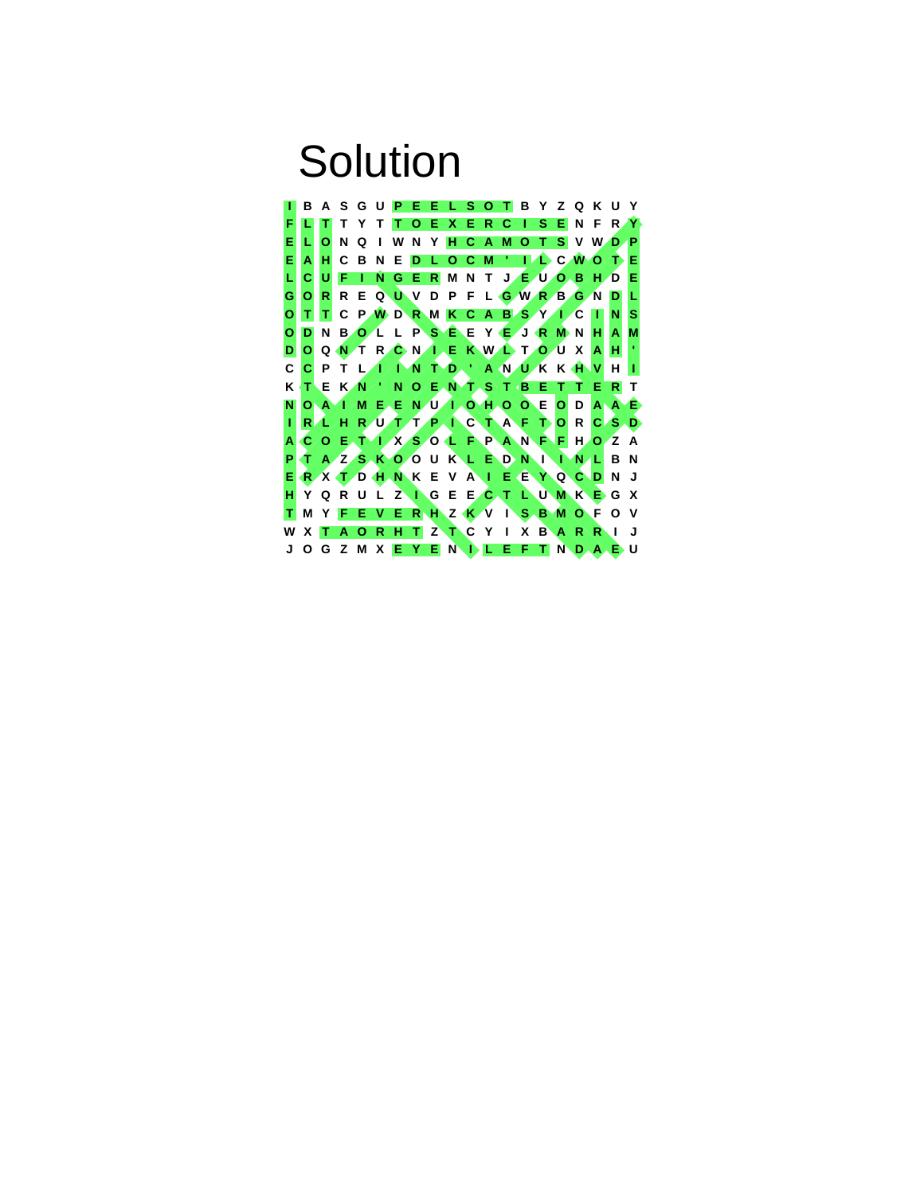# Solution

| | | | | | | | | | | | | | | | | | | | |
|---|---|---|---|---|---|---|---|---|---|---|---|---|---|---|---|---|---|---|---|
| I | B | A | S | G | U | P | E | E | L | S | O | T | B | Y | Z | Q | K | U | Y |
| F | L | T | T | Y | T | T | O | E | X | E | R | C | I | S | E | N | F | R | Y |
| E | L | O | N | Q | I | W | N | Y | H | C | A | M | O | T | S | V | W | D | P |
| E | A | H | C | B | N | E | D | L | O | C | M | ' | I | L | C | W | O | T | E |
| L | C | U | F | I | N | G | E | R | M | N | T | J | E | U | O | B | H | D | E |
| G | O | R | R | E | Q | U | V | D | P | F | L | G | W | R | B | G | N | D | L |
| O | T | T | C | P | W | D | R | M | K | C | A | B | S | Y | I | C | I | N | S |
| O | D | N | B | O | L | L | P | S | E | E | Y | E | J | R | M | N | H | A | M |
| D | O | Q | N | T | R | C | N | I | E | K | W | L | T | O | U | X | A | H | ' |
| C | C | P | T | L | I | I | N | T | D | ' | A | N | U | K | K | H | V | H | I |
| K | T | E | K | N | ' | N | O | E | N | T | S | T | B | E | T | T | E | R | T |
| N | O | A | I | M | E | E | N | U | I | O | H | O | O | E | O | D | A | A | E |
| I | R | L | H | R | U | T | T | P | I | C | T | A | F | T | O | R | C | S | D |
| A | C | O | E | T | I | X | S | O | L | F | P | A | N | F | F | H | O | Z | A |
| P | T | A | Z | S | K | O | O | U | K | L | E | D | N | I | I | N | L | B | N |
| E | R | X | T | D | H | N | K | E | V | A | I | E | E | Y | Q | C | D | N | J |
| H | Y | Q | R | U | L | Z | I | G | E | E | C | T | L | U | M | K | E | G | X |
| T | M | Y | F | E | V | E | R | H | Z | K | V | I | S | B | M | O | F | O | V |
| W | X | T | A | O | R | H | T | Z | T | C | Y | I | X | B | A | R | R | I | J |
| J | O | G | Z | M | X | E | Y | E | N | I | L | E | F | T | N | D | A | E | U |